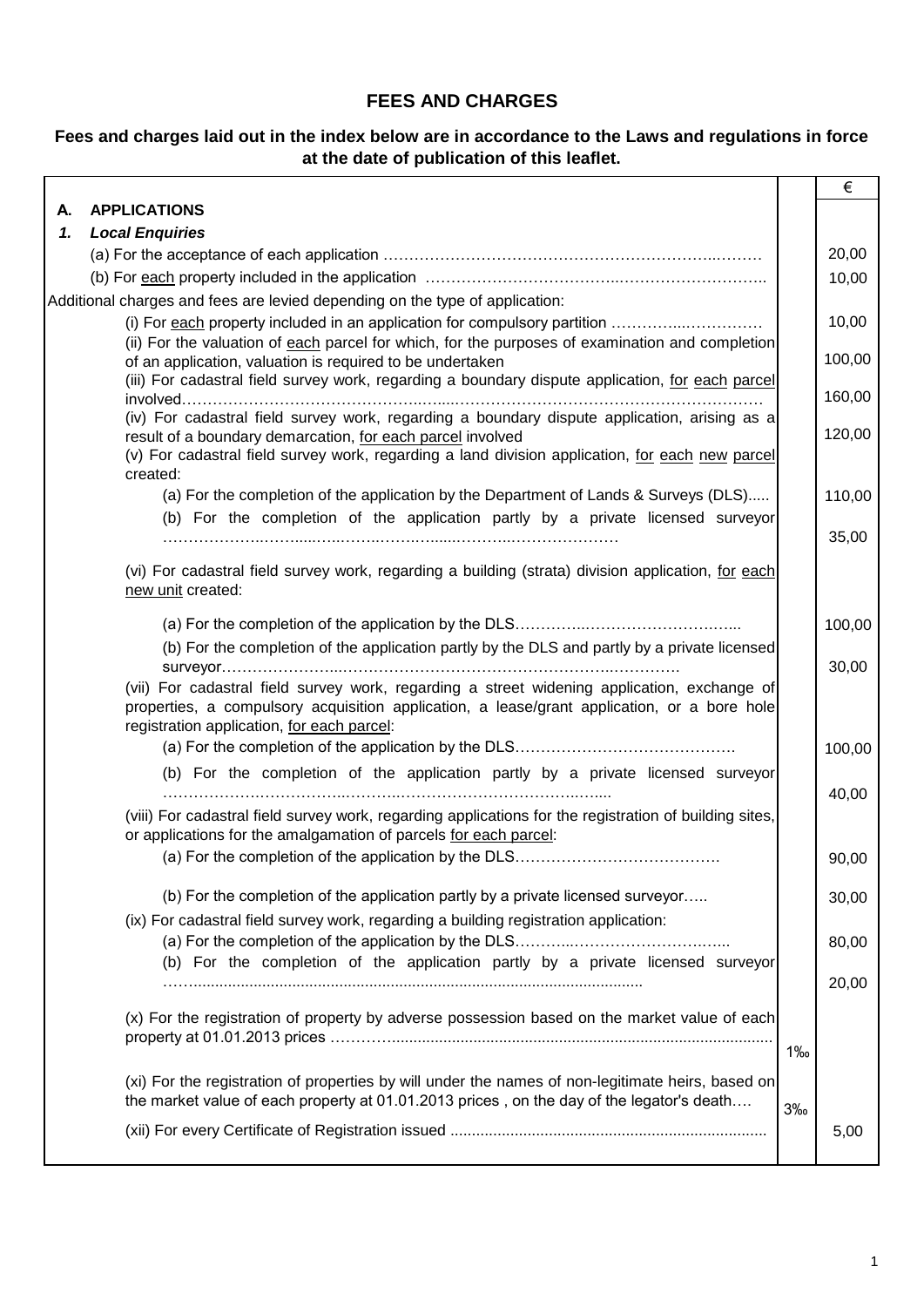# FEES AND CHARGES

**Fees and charges laid out in the index below are in accordance to the Laws and regulations in force at the date of publication of this leaflet.**

| | | € |
|---|---|---|
| **A. APPLICATIONS** | | |
| ***1. Local Enquiries*** | | |
| (a) For the acceptance of each application ………………………………………………………..……… | | 20,00 |
| (b) For each property included in the application ……………………………..……………………….. | | 10,00 |
| Additional charges and fees are levied depending on the type of application: | | |
| (i) For each property included in an application for compulsory partition …………...…………… | | 10,00 |
| (ii) For the valuation of each parcel for which, for the purposes of examination and completion of an application, valuation is required to be undertaken | | 100,00 |
| (iii) For cadastral field survey work, regarding a boundary dispute application, for each parcel involved……………………………………………………………………………………………… | | 160,00 |
| (iv) For cadastral field survey work, regarding a boundary dispute application, arising as a result of a boundary demarcation, for each parcel involved | | 120,00 |
| (v) For cadastral field survey work, regarding a land division application, for each new parcel created: | | |
| (a) For the completion of the application by the Department of Lands & Surveys (DLS)..... | | 110,00 |
| (b) For the completion of the application partly by a private licensed surveyor ……………………………………………………………………… | | 35,00 |
| (vi) For cadastral field survey work, regarding a building (strata) division application, for each new unit created: | | |
| (a) For the completion of the application by the DLS…………..…………………….…... | | 100,00 |
| (b) For the completion of the application partly by the DLS and partly by a private licensed surveyor……………………………………………………………………. | | 30,00 |
| (vii) For cadastral field survey work, regarding a street widening application, exchange of properties, a compulsory acquisition application, a lease/grant application, or a bore hole registration application, for each parcel: | | |
| (a) For the completion of the application by the DLS……………………………………. | | 100,00 |
| (b) For the completion of the application partly by a private licensed surveyor ……………………………………………………………………… | | 40,00 |
| (viii) For cadastral field survey work, regarding applications for the registration of building sites, or applications for the amalgamation of parcels for each parcel: | | |
| (a) For the completion of the application by the DLS…………………………………. | | 90,00 |
| (b) For the completion of the application partly by a private licensed surveyor….. | | 30,00 |
| (ix) For cadastral field survey work, regarding a building registration application: | | |
| (a) For the completion of the application by the DLS………..……………………….. | | 80,00 |
| (b) For the completion of the application partly by a private licensed surveyor ……………………………………………………………………… | | 20,00 |
| (x) For the registration of property by adverse possession based on the market value of each property at 01.01.2013 prices …………………………………………………………… | 1‰ | |
| (xi) For the registration of properties by will under the names of non-legitimate heirs, based on the market value of each property at 01.01.2013 prices , on the day of the legator's death…. | 3‰ | |
| (xii) For every Certificate of Registration issued ……………………………………………… | | 5,00 |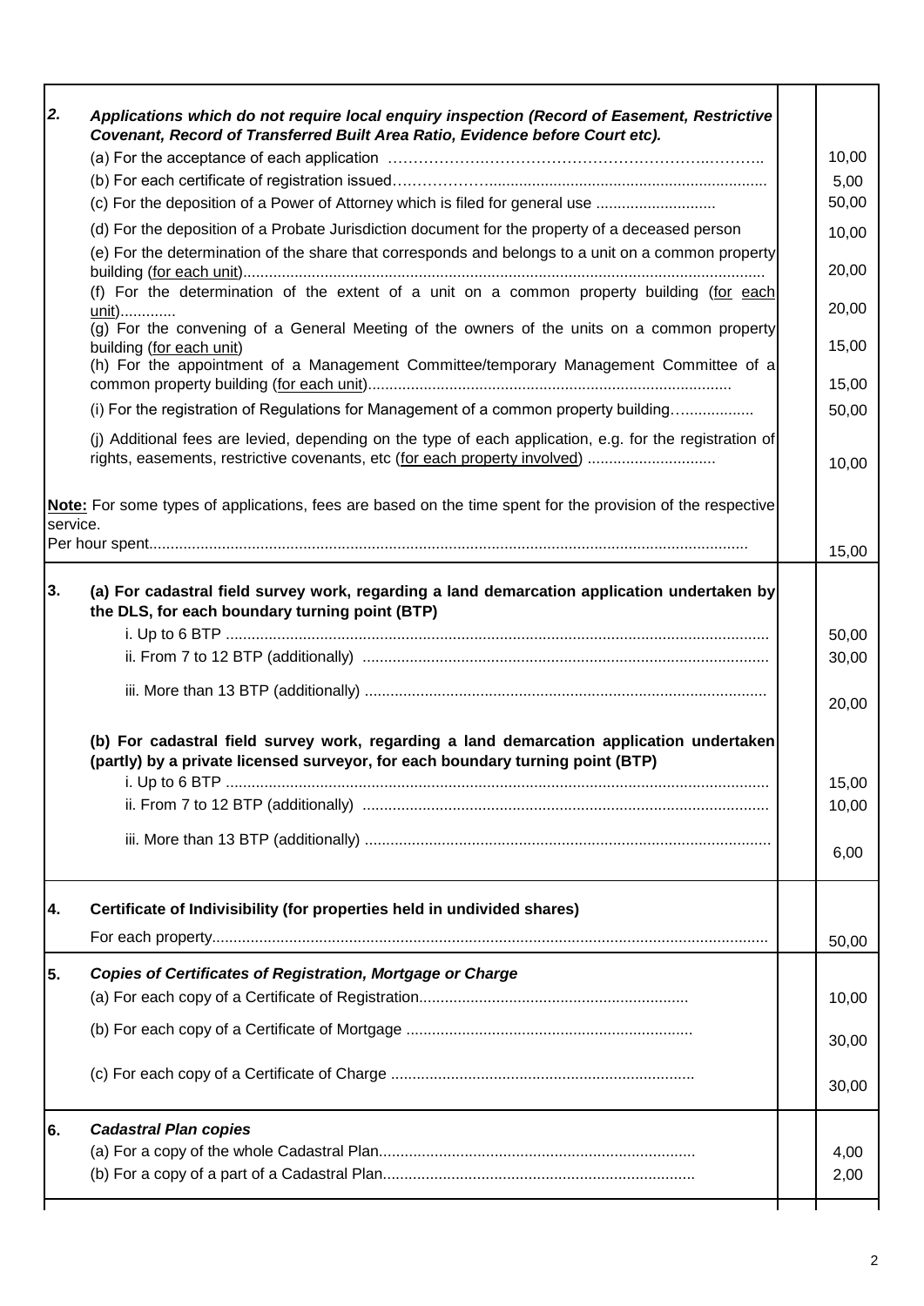| | | | |
|---|---|---|---|
| ***2.*** | ***Applications which do not require local enquiry inspection (Record of Easement, Restrictive Covenant, Record of Transferred Built Area Ratio, Evidence before Court etc).*** | | |
| | (a) For the acceptance of each application ……………….………………………………..……….. | | 10,00 |
| | (b) For each certificate of registration issued……………….............................................................. | | 5,00 |
| | (c) For the deposition of a Power of Attorney which is filed for general use ........................... | | 50,00 |
| | (d) For the deposition of a Probate Jurisdiction document for the property of a deceased person | | 10,00 |
| | (e) For the determination of the share that corresponds and belongs to a unit on a common property building (for each unit)........................................................................................................ | | 20,00 |
| | (f) For the determination of the extent of a unit on a common property building (for each unit)............. | | 20,00 |
| | (g) For the convening of a General Meeting of the owners of the units on a common property building (for each unit) | | 15,00 |
| | (h) For the appointment of a Management Committee/temporary Management Committee of a common property building (for each unit).................................................................................... | | 15,00 |
| | (i) For the registration of Regulations for Management of a common property building….................. | | 50,00 |
| | (j) Additional fees are levied, depending on the type of each application, e.g. for the registration of rights, easements, restrictive covenants, etc (for each property involved) ............................. | | 10,00 |
| | **Note:** For some types of applications, fees are based on the time spent for the provision of the respective service. Per hour spent.......................................................................................................................................... | | 15,00 |
| **3.** | **(a) For cadastral field survey work, regarding a land demarcation application undertaken by the DLS, for each boundary turning point (BTP)** | | |
| | i. Up to 6 BTP ............................................................................................................ | | 50,00 |
| | ii. From 7 to 12 BTP (additionally) ............................................................................ | | 30,00 |
| | iii. More than 13 BTP (additionally) ............................................................................ | | 20,00 |
| | **(b) For cadastral field survey work, regarding a land demarcation application undertaken (partly) by a private licensed surveyor, for each boundary turning point (BTP)** | | |
| | i. Up to 6 BTP ............................................................................................................ | | 15,00 |
| | ii. From 7 to 12 BTP (additionally) ............................................................................ | | 10,00 |
| | iii. More than 13 BTP (additionally) ............................................................................ | | 6,00 |
| **4.** | **Certificate of Indivisibility (for properties held in undivided shares)** | | |
| | For each property................................................................................................................................ | | 50,00 |
| **5.** | ***Copies of Certificates of Registration, Mortgage or Charge*** | | |
| | (a) For each copy of a Certificate of Registration.............................................................. | | 10,00 |
| | (b) For each copy of a Certificate of Mortgage .................................................................. | | 30,00 |
| | (c) For each copy of a Certificate of Charge ...................................................................... | | 30,00 |
| **6.** | ***Cadastral Plan copies*** | | |
| | (a) For a copy of the whole Cadastral Plan......................................................................... | | 4,00 |
| | (b) For a copy of a part of a Cadastral Plan........................................................................ | | 2,00 |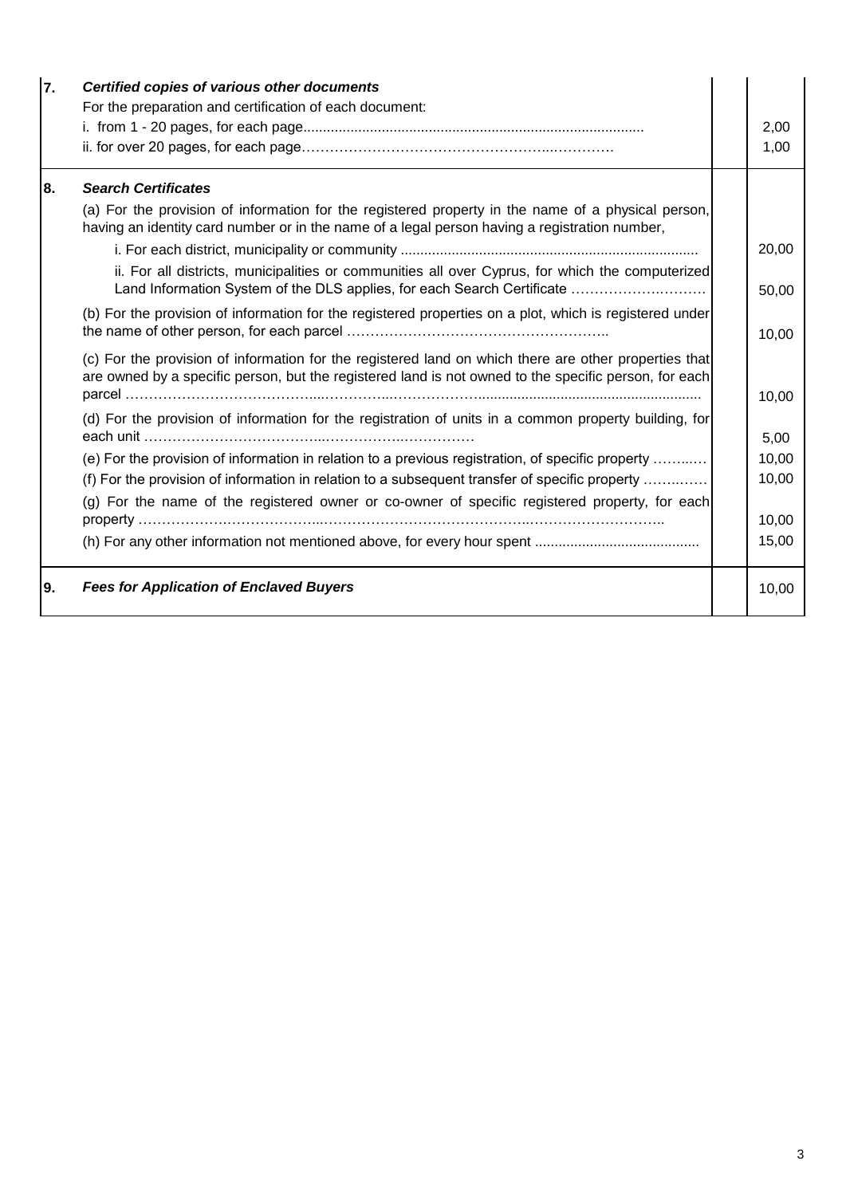| | | | |
|---|---|---|---|
| **7.** | ***Certified copies of various other documents*** | | |
| | For the preparation and certification of each document: | | |
| | i. from 1 - 20 pages, for each page...................................................................................... | | 2,00 |
| | ii. for over 20 pages, for each page……………………………………………...………… | | 1,00 |
| **8.** | ***Search Certificates*** | | |
| | (a) For the provision of information for the registered property in the name of a physical person, having an identity card number or in the name of a legal person having a registration number, | | |
| | i. For each district, municipality or community ........................................................................... | | 20,00 |
| | ii. For all districts, municipalities or communities all over Cyprus, for which the computerized Land Information System of the DLS applies, for each Search Certificate ……………….……… | | 50,00 |
| | (b) For the provision of information for the registered properties on a plot, which is registered under the name of other person, for each parcel ……………………………………………….. | | 10,00 |
| | (c) For the provision of information for the registered land on which there are other properties that are owned by a specific person, but the registered land is not owned to the specific person, for each parcel …………………………………....…………...……………….......................................................... | | 10,00 |
| | (d) For the provision of information for the registration of units in a common property building, for each unit ………………………………...…………….…………… | | 5,00 |
| | (e) For the provision of information in relation to a previous registration, of specific property ……...… | | 10,00 |
| | (f) For the provision of information in relation to a subsequent transfer of specific property ……..…… | | 10,00 |
| | (g) For the name of the registered owner or co-owner of specific registered property, for each property ……………….………………...……………………………………..……………………….. | | 10,00 |
| | (h) For any other information not mentioned above, for every hour spent .......................................... | | 15,00 |
| **9.** | ***Fees for Application of Enclaved Buyers*** | | 10,00 |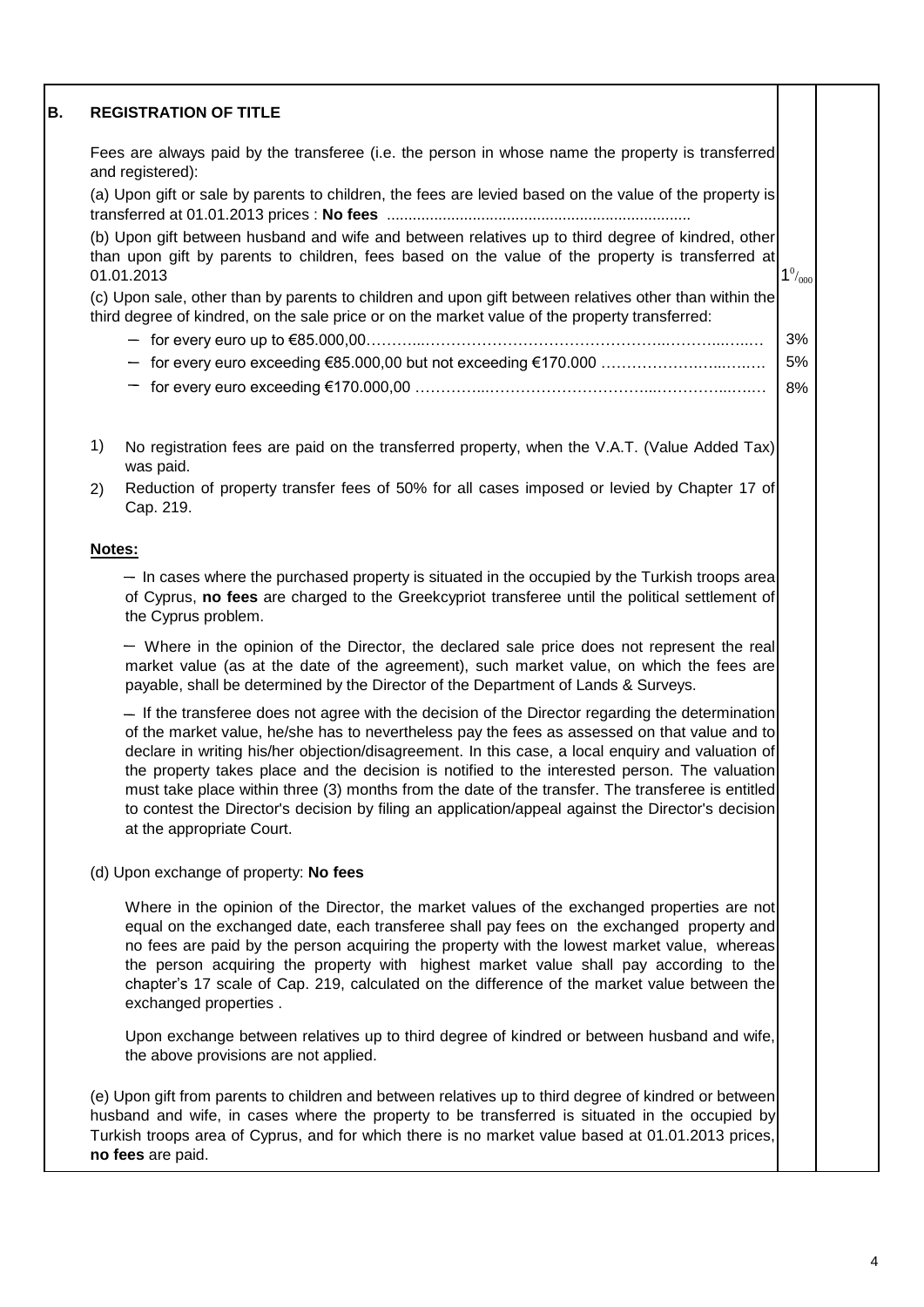## B. REGISTRATION OF TITLE

Fees are always paid by the transferee (i.e. the person in whose name the property is transferred and registered):

(a) Upon gift or sale by parents to children, the fees are levied based on the value of the property is transferred at 01.01.2013 prices : **No fees** ......................................................................

(b) Upon gift between husband and wife and between relatives up to third degree of kindred, other than upon gift by parents to children, fees based on the value of the property is transferred at 01.01.2013 — $1^{0}/_{000}$

(c) Upon sale, other than by parents to children and upon gift between relatives other than within the third degree of kindred, on the sale price or on the market value of the property transferred:

| | |
|---|---|
| – for every euro up to €85.000,00……………………………………………………………………… | 3% |
| – for every euro exceeding €85.000,00 but not exceeding €170.000 ……………………………… | 5% |
| – for every euro exceeding €170.000,00 ……………………………………………………………… | 8% |

1) No registration fees are paid on the transferred property, when the V.A.T. (Value Added Tax) was paid.

2) Reduction of property transfer fees of 50% for all cases imposed or levied by Chapter 17 of Cap. 219.

**Notes:**

– In cases where the purchased property is situated in the occupied by the Turkish troops area of Cyprus, **no fees** are charged to the Greekcypriot transferee until the political settlement of the Cyprus problem.

– Where in the opinion of the Director, the declared sale price does not represent the real market value (as at the date of the agreement), such market value, on which the fees are payable, shall be determined by the Director of the Department of Lands & Surveys.

– If the transferee does not agree with the decision of the Director regarding the determination of the market value, he/she has to nevertheless pay the fees as assessed on that value and to declare in writing his/her objection/disagreement. In this case, a local enquiry and valuation of the property takes place and the decision is notified to the interested person. The valuation must take place within three (3) months from the date of the transfer. The transferee is entitled to contest the Director's decision by filing an application/appeal against the Director's decision at the appropriate Court.

(d) Upon exchange of property: **No fees**

Where in the opinion of the Director, the market values of the exchanged properties are not equal on the exchanged date, each transferee shall pay fees on the exchanged property and no fees are paid by the person acquiring the property with the lowest market value, whereas the person acquiring the property with highest market value shall pay according to the chapter's 17 scale of Cap. 219, calculated on the difference of the market value between the exchanged properties .

Upon exchange between relatives up to third degree of kindred or between husband and wife, the above provisions are not applied.

(e) Upon gift from parents to children and between relatives up to third degree of kindred or between husband and wife, in cases where the property to be transferred is situated in the occupied by Turkish troops area of Cyprus, and for which there is no market value based at 01.01.2013 prices, **no fees** are paid.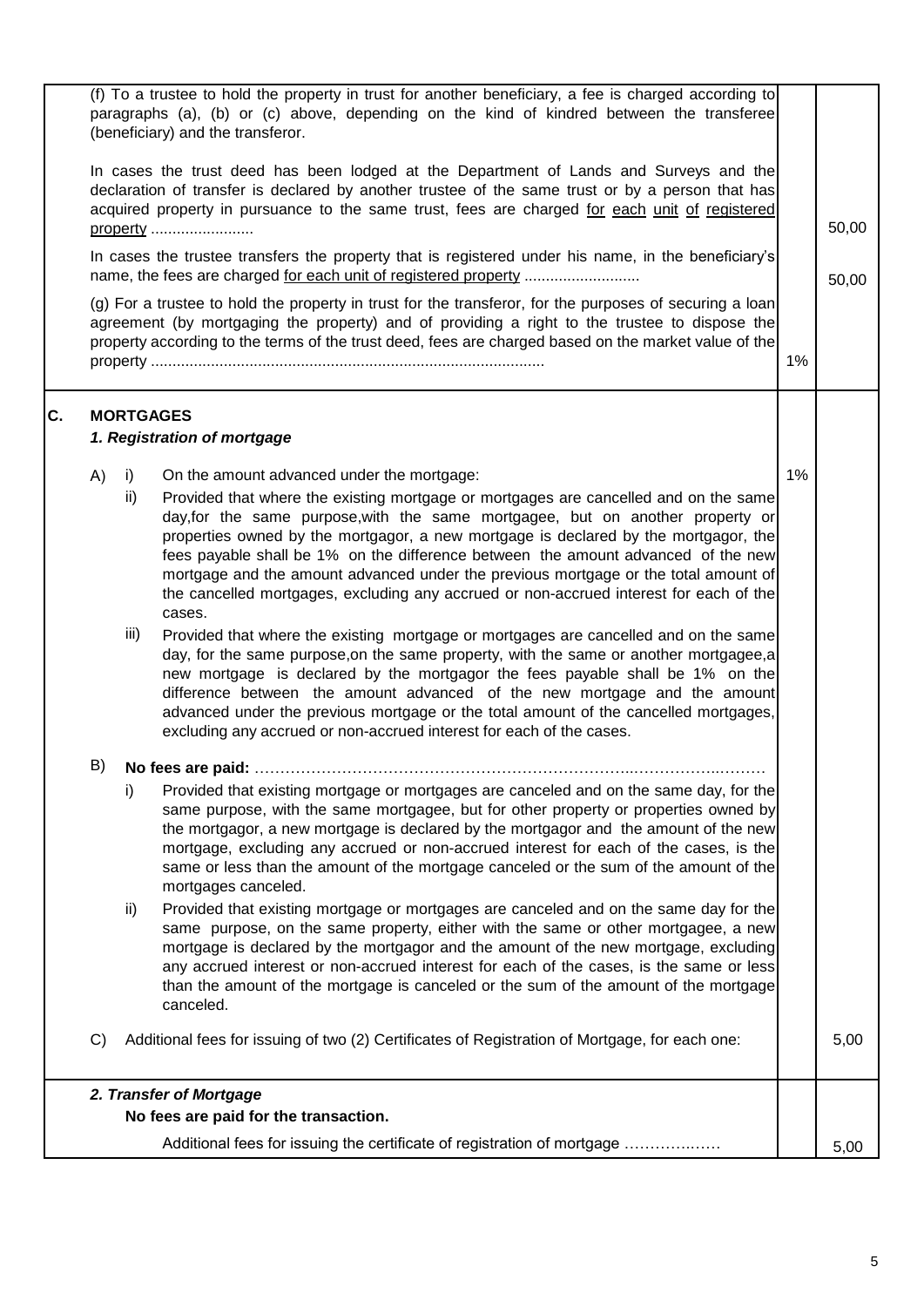| | Description | % | Fee (€) |
|---|---|---|---|
| | (f) To a trustee to hold the property in trust for another beneficiary, a fee is charged according to paragraphs (a), (b) or (c) above, depending on the kind of kindred between the transferee (beneficiary) and the transferor. | | |
| | In cases the trust deed has been lodged at the Department of Lands and Surveys and the declaration of transfer is declared by another trustee of the same trust or by a person that has acquired property in pursuance to the same trust, fees are charged <u>for each unit of registered property</u> ........................ | | 50,00 |
| | In cases the trustee transfers the property that is registered under his name, in the beneficiary's name, the fees are charged <u>for each unit of registered property</u> ........................... | | 50,00 |
| | (g) For a trustee to hold the property in trust for the transferor, for the purposes of securing a loan agreement (by mortgaging the property) and of providing a right to the trustee to dispose the property according to the terms of the trust deed, fees are charged based on the market value of the property ........................................................................................... | 1% | |
| **C.** | **MORTGAGES** | | |
| | ***1. Registration of mortgage*** | | |
| | A) i) On the amount advanced under the mortgage: | 1% | |
| | ii) Provided that where the existing mortgage or mortgages are cancelled and on the same day,for the same purpose,with the same mortgagee, but on another property or properties owned by the mortgagor, a new mortgage is declared by the mortgagor, the fees payable shall be 1% on the difference between the amount advanced of the new mortgage and the amount advanced under the previous mortgage or the total amount of the cancelled mortgages, excluding any accrued or non-accrued interest for each of the cases. | | |
| | iii) Provided that where the existing mortgage or mortgages are cancelled and on the same day, for the same purpose,on the same property, with the same or another mortgagee,a new mortgage is declared by the mortgagor the fees payable shall be 1% on the difference between the amount advanced of the new mortgage and the amount advanced under the previous mortgage or the total amount of the cancelled mortgages, excluding any accrued or non-accrued interest for each of the cases. | | |
| | B) **No fees are paid:** ……………………………………………………………………………………… | | |
| | i) Provided that existing mortgage or mortgages are canceled and on the same day, for the same purpose, with the same mortgagee, but for other property or properties owned by the mortgagor, a new mortgage is declared by the mortgagor and the amount of the new mortgage, excluding any accrued or non-accrued interest for each of the cases, is the same or less than the amount of the mortgage canceled or the sum of the amount of the mortgages canceled. | | |
| | ii) Provided that existing mortgage or mortgages are canceled and on the same day for the same purpose, on the same property, either with the same or other mortgagee, a new mortgage is declared by the mortgagor and the amount of the new mortgage, excluding any accrued interest or non-accrued interest for each of the cases, is the same or less than the amount of the mortgage is canceled or the sum of the amount of the mortgage canceled. | | |
| | C) Additional fees for issuing of two (2) Certificates of Registration of Mortgage, for each one: | | 5,00 |
| | ***2. Transfer of Mortgage*** | | |
| | **No fees are paid for the transaction.** | | |
| | Additional fees for issuing the certificate of registration of mortgage ……………..…… | | 5,00 |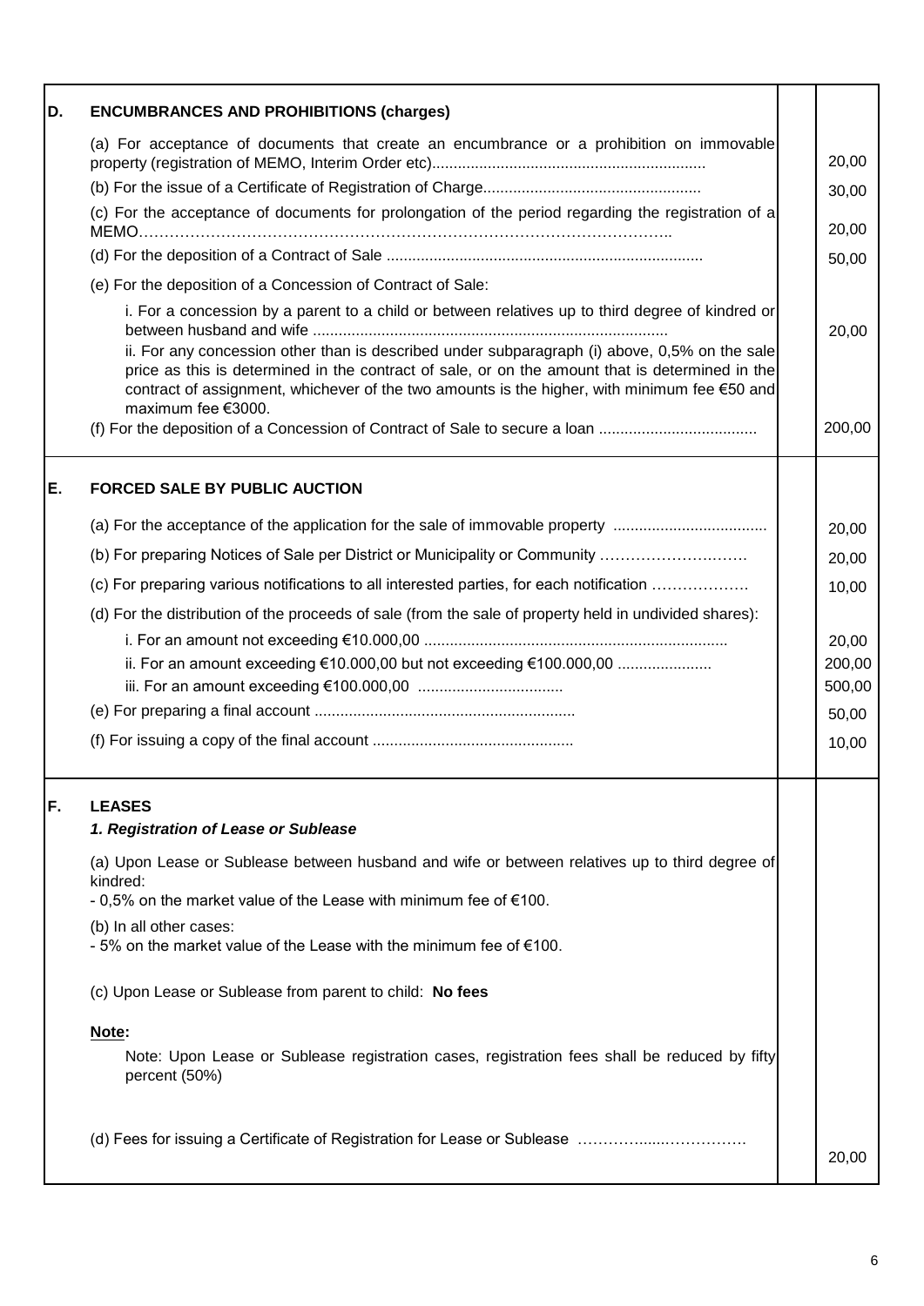| | | | |
|---|---|---|---|
| **D.** | **ENCUMBRANCES AND PROHIBITIONS (charges)** | | |
| | (a) For acceptance of documents that create an encumbrance or a prohibition on immovable property (registration of MEMO, Interim Order etc)................................................................ | | 20,00 |
| | (b) For the issue of a Certificate of Registration of Charge................................................... | | 30,00 |
| | (c) For the acceptance of documents for prolongation of the period regarding the registration of a MEMO……………………………………………………………………………………….. | | 20,00 |
| | (d) For the deposition of a Contract of Sale ......................................................................... | | 50,00 |
| | (e) For the deposition of a Concession of Contract of Sale: | | |
| | i. For a concession by a parent to a child or between relatives up to third degree of kindred or between husband and wife .................................................................................. | | 20,00 |
| | ii. For any concession other than is described under subparagraph (i) above, 0,5% on the sale price as this is determined in the contract of sale, or on the amount that is determined in the contract of assignment, whichever of the two amounts is the higher, with minimum fee €50 and maximum fee €3000. | | |
| | (f) For the deposition of a Concession of Contract of Sale to secure a loan ..................................... | | 200,00 |
| **E.** | **FORCED SALE BY PUBLIC AUCTION** | | |
| | (a) For the acceptance of the application for the sale of immovable property .................................... | | 20,00 |
| | (b) For preparing Notices of Sale per District or Municipality or Community ……………………….……. | | 20,00 |
| | (c) For preparing various notifications to all interested parties, for each notification ………………. | | 10,00 |
| | (d) For the distribution of the proceeds of sale (from the sale of property held in undivided shares): | | |
| | i. For an amount not exceeding €10.000,00 ...................................................................... | | 20,00 |
| | ii. For an amount exceeding €10.000,00 but not exceeding €100.000,00 ...................... | | 200,00 |
| | iii. For an amount exceeding €100.000,00 .................................. | | 500,00 |
| | (e) For preparing a final account ............................................................. | | 50,00 |
| | (f) For issuing a copy of the final account .............................................. | | 10,00 |
| **F.** | **LEASES** | | |
| | ***1. Registration of Lease or Sublease*** | | |
| | (a) Upon Lease or Sublease between husband and wife or between relatives up to third degree of kindred:<br>- 0,5% on the market value of the Lease with minimum fee of €100. | | |
| | (b) In all other cases:<br>- 5% on the market value of the Lease with the minimum fee of €100. | | |
| | (c) Upon Lease or Sublease from parent to child: **No fees** | | |
| | **Note:** | | |
| | Note: Upon Lease or Sublease registration cases, registration fees shall be reduced by fifty percent (50%) | | |
| | (d) Fees for issuing a Certificate of Registration for Lease or Sublease …………......……………. | | 20,00 |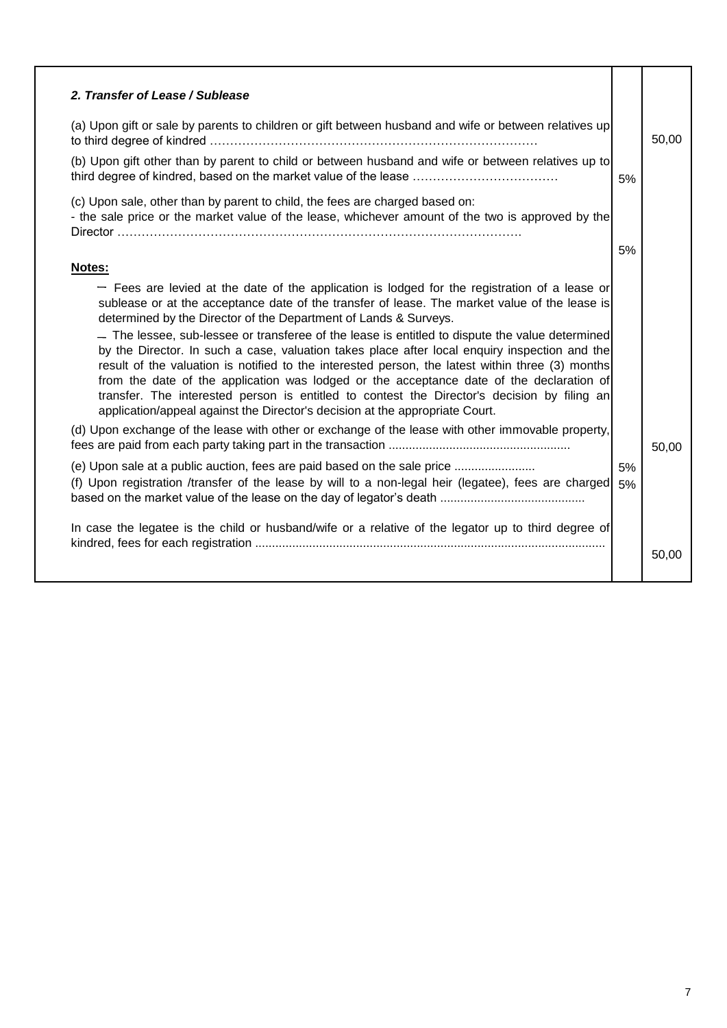| | | |
|---|---|---|
| ***2. Transfer of Lease / Sublease*** | | |
| (a) Upon gift or sale by parents to children or gift between husband and wife or between relatives up to third degree of kindred ……………………………………………………………………… | | 50,00 |
| (b) Upon gift other than by parent to child or between husband and wife or between relatives up to third degree of kindred, based on the market value of the lease ……………………………… | 5% | |
| (c) Upon sale, other than by parent to child, the fees are charged based on:<br>- the sale price or the market value of the lease, whichever amount of the two is approved by the Director ……………………………………………………………………………………… | 5% | |
| **Notes:**<br>– Fees are levied at the date of the application is lodged for the registration of a lease or sublease or at the acceptance date of the transfer of lease. The market value of the lease is determined by the Director of the Department of Lands & Surveys.<br>– The lessee, sub-lessee or transferee of the lease is entitled to dispute the value determined by the Director. In such a case, valuation takes place after local enquiry inspection and the result of the valuation is notified to the interested person, the latest within three (3) months from the date of the application was lodged or the acceptance date of the declaration of transfer. The interested person is entitled to contest the Director's decision by filing an application/appeal against the Director's decision at the appropriate Court. | | |
| (d) Upon exchange of the lease with other or exchange of the lease with other immovable property, fees are paid from each party taking part in the transaction ...................................................... | | 50,00 |
| (e) Upon sale at a public auction, fees are paid based on the sale price ........................ | 5% | |
| (f) Upon registration /transfer of the lease by will to a non-legal heir (legatee), fees are charged based on the market value of the lease on the day of legator's death .......................................... | 5% | |
| In case the legatee is the child or husband/wife or a relative of the legator up to third degree of kindred, fees for each registration ....................................................................................................... | | 50,00 |